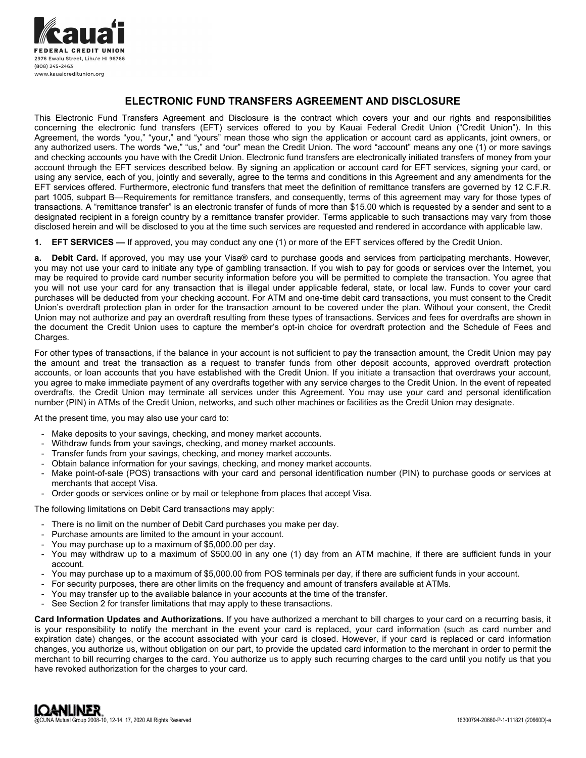Kaua'i FEDERAL CREDIT UNION
2976 Ewalu Street, Lihu'e HI 96766
(808) 245-2463
www.kauaicreditunion.org

# ELECTRONIC FUND TRANSFERS AGREEMENT AND DISCLOSURE

This Electronic Fund Transfers Agreement and Disclosure is the contract which covers your and our rights and responsibilities concerning the electronic fund transfers (EFT) services offered to you by Kauai Federal Credit Union ("Credit Union"). In this Agreement, the words "you," "your," and "yours" mean those who sign the application or account card as applicants, joint owners, or any authorized users. The words "we," "us," and "our" mean the Credit Union. The word "account" means any one (1) or more savings and checking accounts you have with the Credit Union. Electronic fund transfers are electronically initiated transfers of money from your account through the EFT services described below. By signing an application or account card for EFT services, signing your card, or using any service, each of you, jointly and severally, agree to the terms and conditions in this Agreement and any amendments for the EFT services offered. Furthermore, electronic fund transfers that meet the definition of remittance transfers are governed by 12 C.F.R. part 1005, subpart B—Requirements for remittance transfers, and consequently, terms of this agreement may vary for those types of transactions. A "remittance transfer" is an electronic transfer of funds of more than $15.00 which is requested by a sender and sent to a designated recipient in a foreign country by a remittance transfer provider. Terms applicable to such transactions may vary from those disclosed herein and will be disclosed to you at the time such services are requested and rendered in accordance with applicable law.

**1. EFT SERVICES —** If approved, you may conduct any one (1) or more of the EFT services offered by the Credit Union.

**a. Debit Card.** If approved, you may use your Visa® card to purchase goods and services from participating merchants. However, you may not use your card to initiate any type of gambling transaction. If you wish to pay for goods or services over the Internet, you may be required to provide card number security information before you will be permitted to complete the transaction. You agree that you will not use your card for any transaction that is illegal under applicable federal, state, or local law. Funds to cover your card purchases will be deducted from your checking account. For ATM and one-time debit card transactions, you must consent to the Credit Union's overdraft protection plan in order for the transaction amount to be covered under the plan. Without your consent, the Credit Union may not authorize and pay an overdraft resulting from these types of transactions. Services and fees for overdrafts are shown in the document the Credit Union uses to capture the member's opt-in choice for overdraft protection and the Schedule of Fees and Charges.

For other types of transactions, if the balance in your account is not sufficient to pay the transaction amount, the Credit Union may pay the amount and treat the transaction as a request to transfer funds from other deposit accounts, approved overdraft protection accounts, or loan accounts that you have established with the Credit Union. If you initiate a transaction that overdraws your account, you agree to make immediate payment of any overdrafts together with any service charges to the Credit Union. In the event of repeated overdrafts, the Credit Union may terminate all services under this Agreement. You may use your card and personal identification number (PIN) in ATMs of the Credit Union, networks, and such other machines or facilities as the Credit Union may designate.

At the present time, you may also use your card to:

- Make deposits to your savings, checking, and money market accounts.
- Withdraw funds from your savings, checking, and money market accounts.
- Transfer funds from your savings, checking, and money market accounts.
- Obtain balance information for your savings, checking, and money market accounts.
- Make point-of-sale (POS) transactions with your card and personal identification number (PIN) to purchase goods or services at merchants that accept Visa.
- Order goods or services online or by mail or telephone from places that accept Visa.

The following limitations on Debit Card transactions may apply:

- There is no limit on the number of Debit Card purchases you make per day.
- Purchase amounts are limited to the amount in your account.
- You may purchase up to a maximum of $5,000.00 per day.
- You may withdraw up to a maximum of $500.00 in any one (1) day from an ATM machine, if there are sufficient funds in your account.
- You may purchase up to a maximum of $5,000.00 from POS terminals per day, if there are sufficient funds in your account.
- For security purposes, there are other limits on the frequency and amount of transfers available at ATMs.
- You may transfer up to the available balance in your accounts at the time of the transfer.
- See Section 2 for transfer limitations that may apply to these transactions.

**Card Information Updates and Authorizations.** If you have authorized a merchant to bill charges to your card on a recurring basis, it is your responsibility to notify the merchant in the event your card is replaced, your card information (such as card number and expiration date) changes, or the account associated with your card is closed. However, if your card is replaced or card information changes, you authorize us, without obligation on our part, to provide the updated card information to the merchant in order to permit the merchant to bill recurring charges to the card. You authorize us to apply such recurring charges to the card until you notify us that you have revoked authorization for the charges to your card.

LOANLINER
@CUNA Mutual Group 2008-10, 12-14, 17, 2020 All Rights Reserved

16300794-20660-P-1-111821 (20660D)-e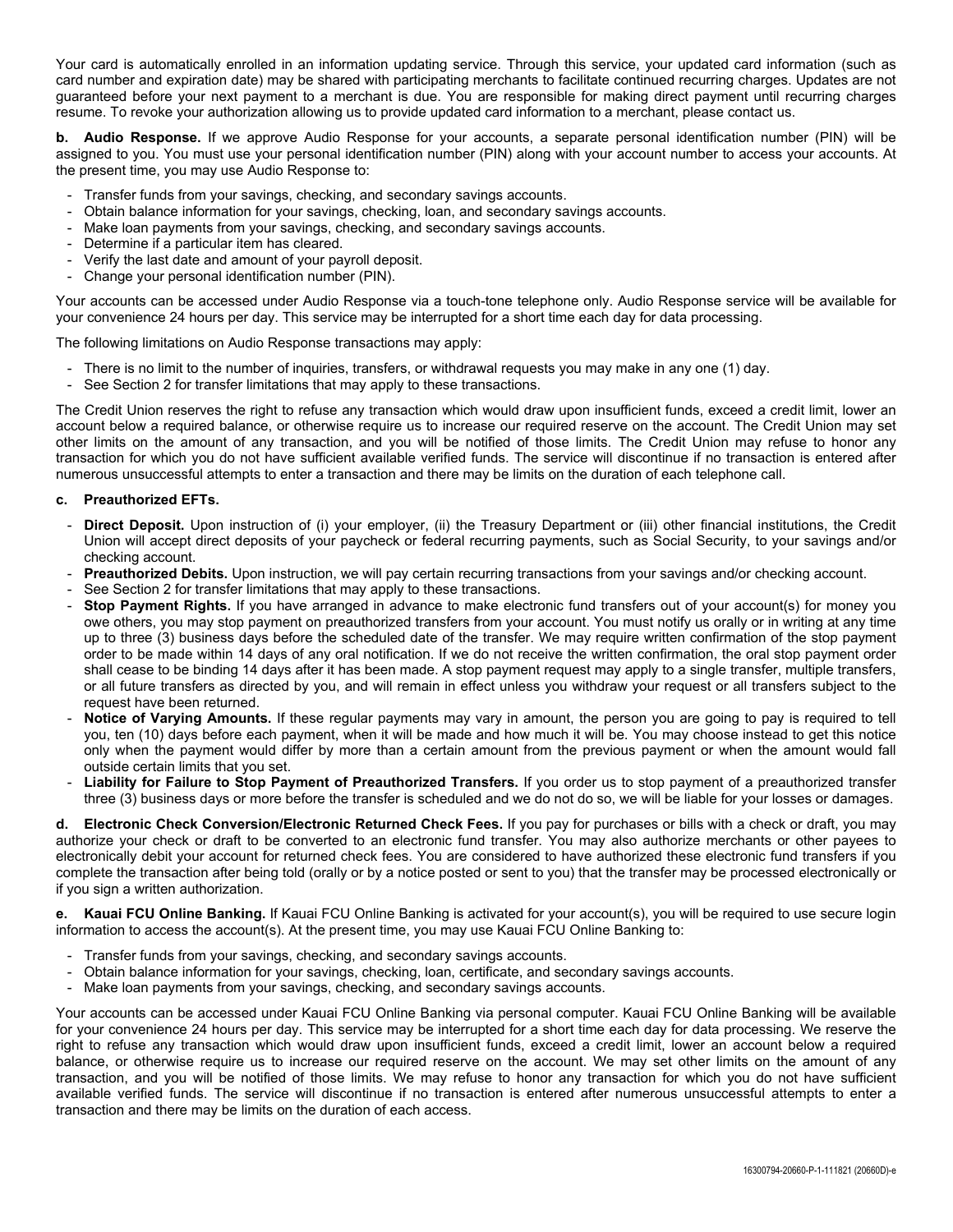Your card is automatically enrolled in an information updating service. Through this service, your updated card information (such as card number and expiration date) may be shared with participating merchants to facilitate continued recurring charges. Updates are not guaranteed before your next payment to a merchant is due. You are responsible for making direct payment until recurring charges resume. To revoke your authorization allowing us to provide updated card information to a merchant, please contact us.

**b. Audio Response.** If we approve Audio Response for your accounts, a separate personal identification number (PIN) will be assigned to you. You must use your personal identification number (PIN) along with your account number to access your accounts. At the present time, you may use Audio Response to:

- Transfer funds from your savings, checking, and secondary savings accounts.
- Obtain balance information for your savings, checking, loan, and secondary savings accounts.
- Make loan payments from your savings, checking, and secondary savings accounts.
- Determine if a particular item has cleared.
- Verify the last date and amount of your payroll deposit.
- Change your personal identification number (PIN).

Your accounts can be accessed under Audio Response via a touch-tone telephone only. Audio Response service will be available for your convenience 24 hours per day. This service may be interrupted for a short time each day for data processing.

The following limitations on Audio Response transactions may apply:

- There is no limit to the number of inquiries, transfers, or withdrawal requests you may make in any one (1) day.
- See Section 2 for transfer limitations that may apply to these transactions.

The Credit Union reserves the right to refuse any transaction which would draw upon insufficient funds, exceed a credit limit, lower an account below a required balance, or otherwise require us to increase our required reserve on the account. The Credit Union may set other limits on the amount of any transaction, and you will be notified of those limits. The Credit Union may refuse to honor any transaction for which you do not have sufficient available verified funds. The service will discontinue if no transaction is entered after numerous unsuccessful attempts to enter a transaction and there may be limits on the duration of each telephone call.

**c. Preauthorized EFTs.**

- **Direct Deposit.** Upon instruction of (i) your employer, (ii) the Treasury Department or (iii) other financial institutions, the Credit Union will accept direct deposits of your paycheck or federal recurring payments, such as Social Security, to your savings and/or checking account.
- **Preauthorized Debits.** Upon instruction, we will pay certain recurring transactions from your savings and/or checking account.
- See Section 2 for transfer limitations that may apply to these transactions.
- **Stop Payment Rights.** If you have arranged in advance to make electronic fund transfers out of your account(s) for money you owe others, you may stop payment on preauthorized transfers from your account. You must notify us orally or in writing at any time up to three (3) business days before the scheduled date of the transfer. We may require written confirmation of the stop payment order to be made within 14 days of any oral notification. If we do not receive the written confirmation, the oral stop payment order shall cease to be binding 14 days after it has been made. A stop payment request may apply to a single transfer, multiple transfers, or all future transfers as directed by you, and will remain in effect unless you withdraw your request or all transfers subject to the request have been returned.
- **Notice of Varying Amounts.** If these regular payments may vary in amount, the person you are going to pay is required to tell you, ten (10) days before each payment, when it will be made and how much it will be. You may choose instead to get this notice only when the payment would differ by more than a certain amount from the previous payment or when the amount would fall outside certain limits that you set.
- **Liability for Failure to Stop Payment of Preauthorized Transfers.** If you order us to stop payment of a preauthorized transfer three (3) business days or more before the transfer is scheduled and we do not do so, we will be liable for your losses or damages.

**d. Electronic Check Conversion/Electronic Returned Check Fees.** If you pay for purchases or bills with a check or draft, you may authorize your check or draft to be converted to an electronic fund transfer. You may also authorize merchants or other payees to electronically debit your account for returned check fees. You are considered to have authorized these electronic fund transfers if you complete the transaction after being told (orally or by a notice posted or sent to you) that the transfer may be processed electronically or if you sign a written authorization.

**e. Kauai FCU Online Banking.** If Kauai FCU Online Banking is activated for your account(s), you will be required to use secure login information to access the account(s). At the present time, you may use Kauai FCU Online Banking to:

- Transfer funds from your savings, checking, and secondary savings accounts.
- Obtain balance information for your savings, checking, loan, certificate, and secondary savings accounts.
- Make loan payments from your savings, checking, and secondary savings accounts.

Your accounts can be accessed under Kauai FCU Online Banking via personal computer. Kauai FCU Online Banking will be available for your convenience 24 hours per day. This service may be interrupted for a short time each day for data processing. We reserve the right to refuse any transaction which would draw upon insufficient funds, exceed a credit limit, lower an account below a required balance, or otherwise require us to increase our required reserve on the account. We may set other limits on the amount of any transaction, and you will be notified of those limits. We may refuse to honor any transaction for which you do not have sufficient available verified funds. The service will discontinue if no transaction is entered after numerous unsuccessful attempts to enter a transaction and there may be limits on the duration of each access.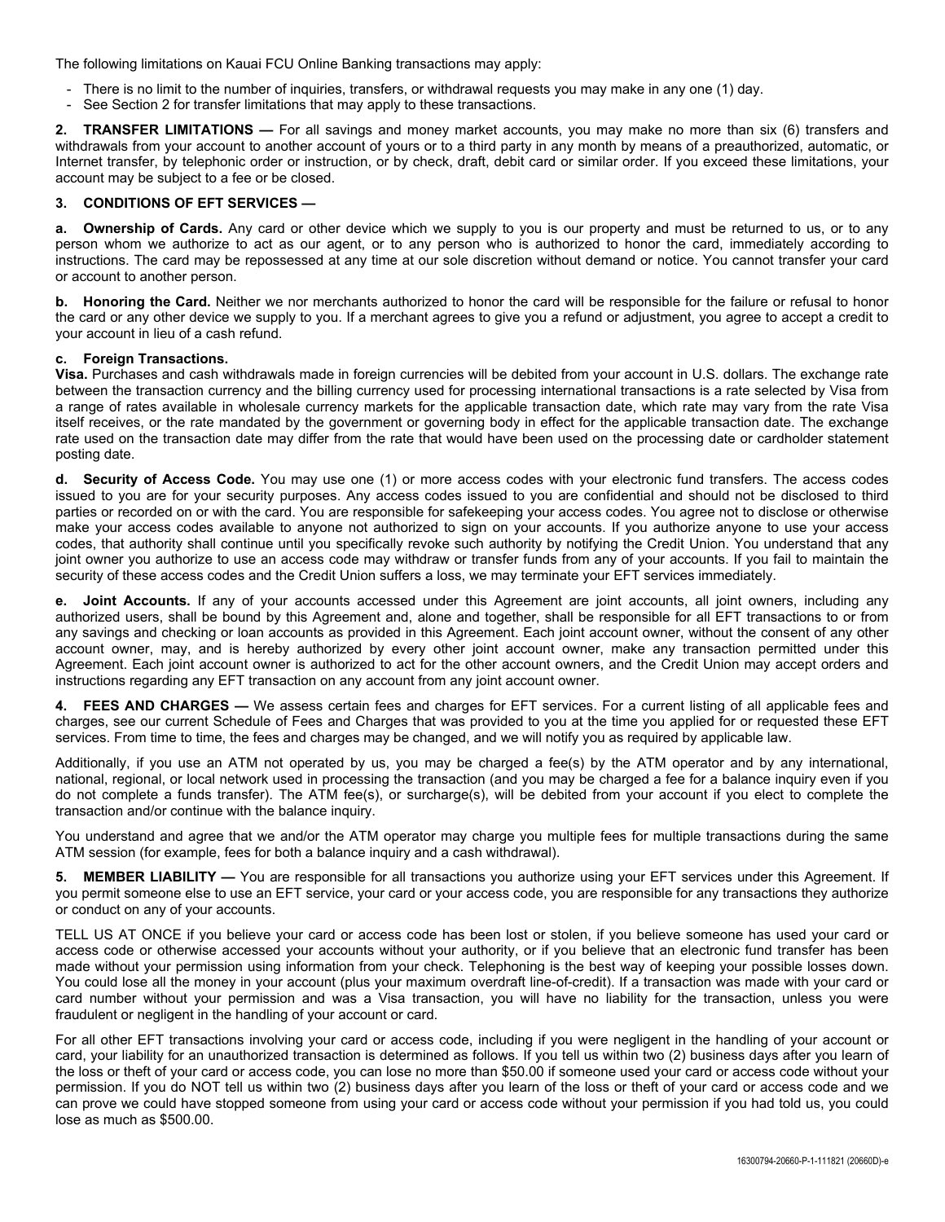The following limitations on Kauai FCU Online Banking transactions may apply:

- There is no limit to the number of inquiries, transfers, or withdrawal requests you may make in any one (1) day.
- See Section 2 for transfer limitations that may apply to these transactions.

**2. TRANSFER LIMITATIONS —** For all savings and money market accounts, you may make no more than six (6) transfers and withdrawals from your account to another account of yours or to a third party in any month by means of a preauthorized, automatic, or Internet transfer, by telephonic order or instruction, or by check, draft, debit card or similar order. If you exceed these limitations, your account may be subject to a fee or be closed.

**3. CONDITIONS OF EFT SERVICES —**

**a. Ownership of Cards.** Any card or other device which we supply to you is our property and must be returned to us, or to any person whom we authorize to act as our agent, or to any person who is authorized to honor the card, immediately according to instructions. The card may be repossessed at any time at our sole discretion without demand or notice. You cannot transfer your card or account to another person.

**b. Honoring the Card.** Neither we nor merchants authorized to honor the card will be responsible for the failure or refusal to honor the card or any other device we supply to you. If a merchant agrees to give you a refund or adjustment, you agree to accept a credit to your account in lieu of a cash refund.

**c. Foreign Transactions.**
**Visa.** Purchases and cash withdrawals made in foreign currencies will be debited from your account in U.S. dollars. The exchange rate between the transaction currency and the billing currency used for processing international transactions is a rate selected by Visa from a range of rates available in wholesale currency markets for the applicable transaction date, which rate may vary from the rate Visa itself receives, or the rate mandated by the government or governing body in effect for the applicable transaction date. The exchange rate used on the transaction date may differ from the rate that would have been used on the processing date or cardholder statement posting date.

**d. Security of Access Code.** You may use one (1) or more access codes with your electronic fund transfers. The access codes issued to you are for your security purposes. Any access codes issued to you are confidential and should not be disclosed to third parties or recorded on or with the card. You are responsible for safekeeping your access codes. You agree not to disclose or otherwise make your access codes available to anyone not authorized to sign on your accounts. If you authorize anyone to use your access codes, that authority shall continue until you specifically revoke such authority by notifying the Credit Union. You understand that any joint owner you authorize to use an access code may withdraw or transfer funds from any of your accounts. If you fail to maintain the security of these access codes and the Credit Union suffers a loss, we may terminate your EFT services immediately.

**e. Joint Accounts.** If any of your accounts accessed under this Agreement are joint accounts, all joint owners, including any authorized users, shall be bound by this Agreement and, alone and together, shall be responsible for all EFT transactions to or from any savings and checking or loan accounts as provided in this Agreement. Each joint account owner, without the consent of any other account owner, may, and is hereby authorized by every other joint account owner, make any transaction permitted under this Agreement. Each joint account owner is authorized to act for the other account owners, and the Credit Union may accept orders and instructions regarding any EFT transaction on any account from any joint account owner.

**4. FEES AND CHARGES —** We assess certain fees and charges for EFT services. For a current listing of all applicable fees and charges, see our current Schedule of Fees and Charges that was provided to you at the time you applied for or requested these EFT services. From time to time, the fees and charges may be changed, and we will notify you as required by applicable law.

Additionally, if you use an ATM not operated by us, you may be charged a fee(s) by the ATM operator and by any international, national, regional, or local network used in processing the transaction (and you may be charged a fee for a balance inquiry even if you do not complete a funds transfer). The ATM fee(s), or surcharge(s), will be debited from your account if you elect to complete the transaction and/or continue with the balance inquiry.

You understand and agree that we and/or the ATM operator may charge you multiple fees for multiple transactions during the same ATM session (for example, fees for both a balance inquiry and a cash withdrawal).

**5. MEMBER LIABILITY —** You are responsible for all transactions you authorize using your EFT services under this Agreement. If you permit someone else to use an EFT service, your card or your access code, you are responsible for any transactions they authorize or conduct on any of your accounts.

TELL US AT ONCE if you believe your card or access code has been lost or stolen, if you believe someone has used your card or access code or otherwise accessed your accounts without your authority, or if you believe that an electronic fund transfer has been made without your permission using information from your check. Telephoning is the best way of keeping your possible losses down. You could lose all the money in your account (plus your maximum overdraft line-of-credit). If a transaction was made with your card or card number without your permission and was a Visa transaction, you will have no liability for the transaction, unless you were fraudulent or negligent in the handling of your account or card.

For all other EFT transactions involving your card or access code, including if you were negligent in the handling of your account or card, your liability for an unauthorized transaction is determined as follows. If you tell us within two (2) business days after you learn of the loss or theft of your card or access code, you can lose no more than $50.00 if someone used your card or access code without your permission. If you do NOT tell us within two (2) business days after you learn of the loss or theft of your card or access code and we can prove we could have stopped someone from using your card or access code without your permission if you had told us, you could lose as much as $500.00.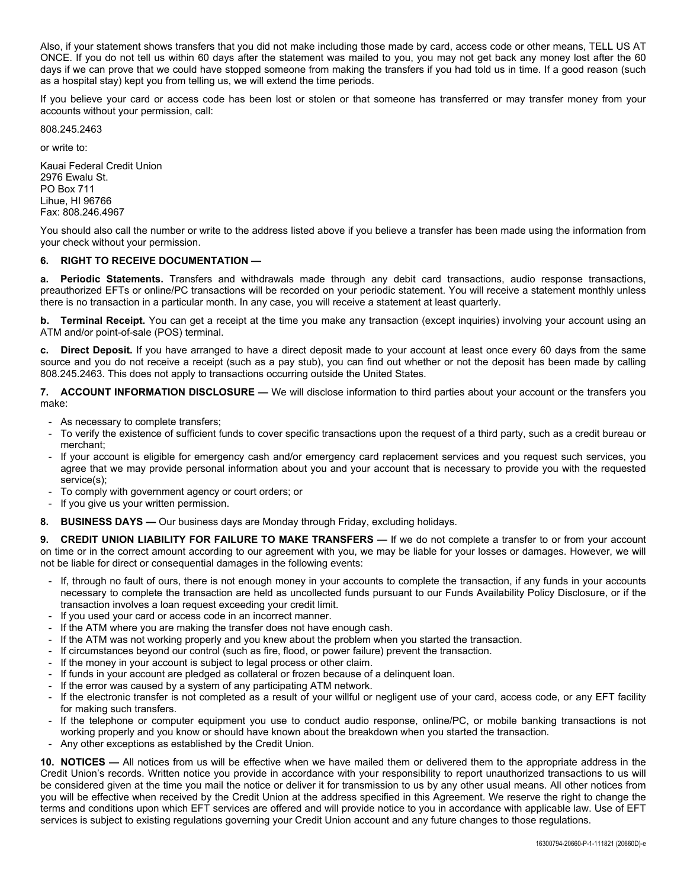Also, if your statement shows transfers that you did not make including those made by card, access code or other means, TELL US AT ONCE. If you do not tell us within 60 days after the statement was mailed to you, you may not get back any money lost after the 60 days if we can prove that we could have stopped someone from making the transfers if you had told us in time. If a good reason (such as a hospital stay) kept you from telling us, we will extend the time periods.

If you believe your card or access code has been lost or stolen or that someone has transferred or may transfer money from your accounts without your permission, call:

808.245.2463

or write to:

Kauai Federal Credit Union
2976 Ewalu St.
PO Box 711
Lihue, HI 96766
Fax: 808.246.4967

You should also call the number or write to the address listed above if you believe a transfer has been made using the information from your check without your permission.

**6. RIGHT TO RECEIVE DOCUMENTATION —**

**a. Periodic Statements.** Transfers and withdrawals made through any debit card transactions, audio response transactions, preauthorized EFTs or online/PC transactions will be recorded on your periodic statement. You will receive a statement monthly unless there is no transaction in a particular month. In any case, you will receive a statement at least quarterly.

**b. Terminal Receipt.** You can get a receipt at the time you make any transaction (except inquiries) involving your account using an ATM and/or point-of-sale (POS) terminal.

**c. Direct Deposit.** If you have arranged to have a direct deposit made to your account at least once every 60 days from the same source and you do not receive a receipt (such as a pay stub), you can find out whether or not the deposit has been made by calling 808.245.2463. This does not apply to transactions occurring outside the United States.

**7. ACCOUNT INFORMATION DISCLOSURE —** We will disclose information to third parties about your account or the transfers you make:

- As necessary to complete transfers;
- To verify the existence of sufficient funds to cover specific transactions upon the request of a third party, such as a credit bureau or merchant;
- If your account is eligible for emergency cash and/or emergency card replacement services and you request such services, you agree that we may provide personal information about you and your account that is necessary to provide you with the requested service(s);
- To comply with government agency or court orders; or
- If you give us your written permission.

**8. BUSINESS DAYS —** Our business days are Monday through Friday, excluding holidays.

**9. CREDIT UNION LIABILITY FOR FAILURE TO MAKE TRANSFERS —** If we do not complete a transfer to or from your account on time or in the correct amount according to our agreement with you, we may be liable for your losses or damages. However, we will not be liable for direct or consequential damages in the following events:

- If, through no fault of ours, there is not enough money in your accounts to complete the transaction, if any funds in your accounts necessary to complete the transaction are held as uncollected funds pursuant to our Funds Availability Policy Disclosure, or if the transaction involves a loan request exceeding your credit limit.
- If you used your card or access code in an incorrect manner.
- If the ATM where you are making the transfer does not have enough cash.
- If the ATM was not working properly and you knew about the problem when you started the transaction.
- If circumstances beyond our control (such as fire, flood, or power failure) prevent the transaction.
- If the money in your account is subject to legal process or other claim.
- If funds in your account are pledged as collateral or frozen because of a delinquent loan.
- If the error was caused by a system of any participating ATM network.
- If the electronic transfer is not completed as a result of your willful or negligent use of your card, access code, or any EFT facility for making such transfers.
- If the telephone or computer equipment you use to conduct audio response, online/PC, or mobile banking transactions is not working properly and you know or should have known about the breakdown when you started the transaction.
- Any other exceptions as established by the Credit Union.

**10. NOTICES —** All notices from us will be effective when we have mailed them or delivered them to the appropriate address in the Credit Union's records. Written notice you provide in accordance with your responsibility to report unauthorized transactions to us will be considered given at the time you mail the notice or deliver it for transmission to us by any other usual means. All other notices from you will be effective when received by the Credit Union at the address specified in this Agreement. We reserve the right to change the terms and conditions upon which EFT services are offered and will provide notice to you in accordance with applicable law. Use of EFT services is subject to existing regulations governing your Credit Union account and any future changes to those regulations.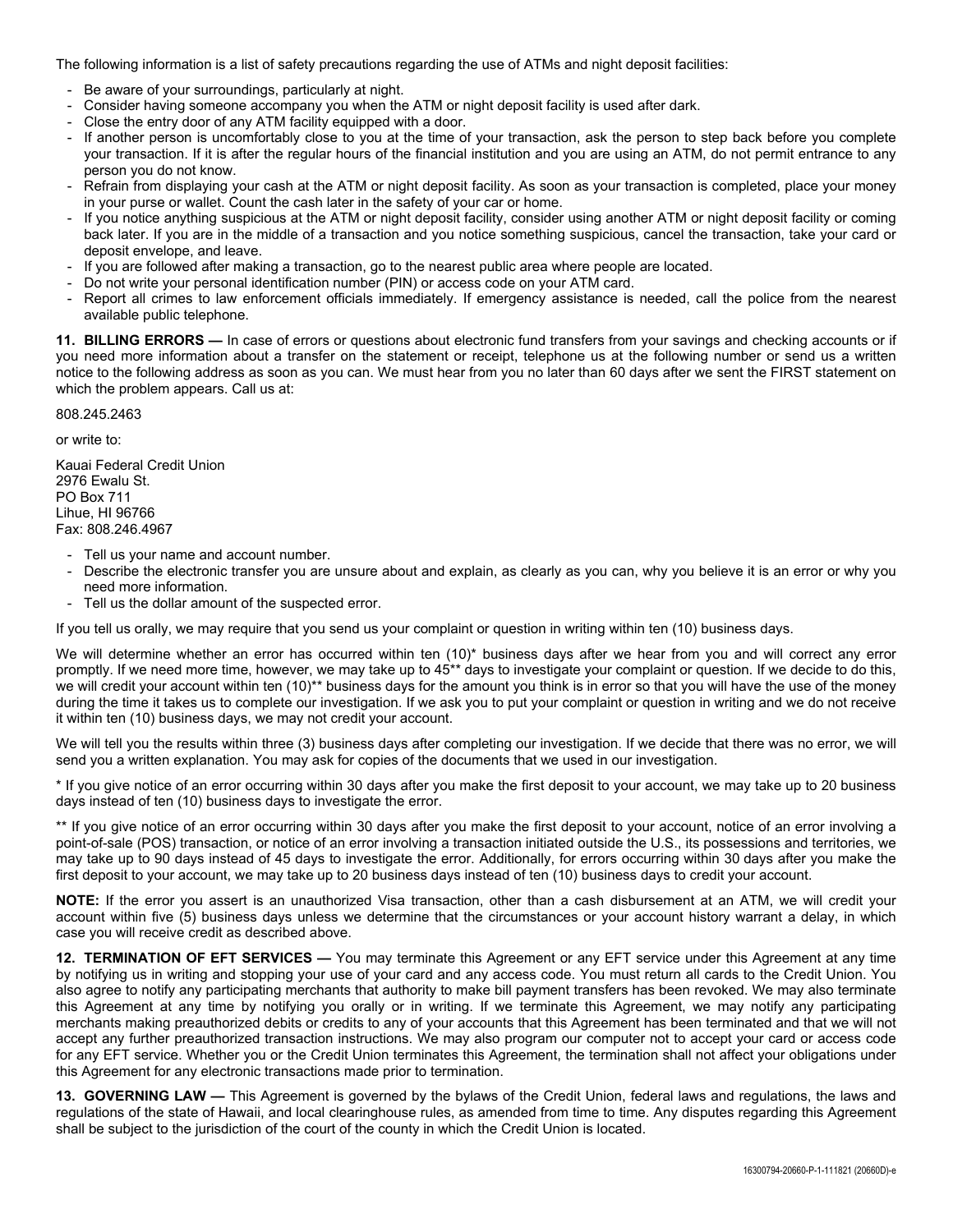The following information is a list of safety precautions regarding the use of ATMs and night deposit facilities:

- Be aware of your surroundings, particularly at night.
- Consider having someone accompany you when the ATM or night deposit facility is used after dark.
- Close the entry door of any ATM facility equipped with a door.
- If another person is uncomfortably close to you at the time of your transaction, ask the person to step back before you complete your transaction. If it is after the regular hours of the financial institution and you are using an ATM, do not permit entrance to any person you do not know.
- Refrain from displaying your cash at the ATM or night deposit facility. As soon as your transaction is completed, place your money in your purse or wallet. Count the cash later in the safety of your car or home.
- If you notice anything suspicious at the ATM or night deposit facility, consider using another ATM or night deposit facility or coming back later. If you are in the middle of a transaction and you notice something suspicious, cancel the transaction, take your card or deposit envelope, and leave.
- If you are followed after making a transaction, go to the nearest public area where people are located.
- Do not write your personal identification number (PIN) or access code on your ATM card.
- Report all crimes to law enforcement officials immediately. If emergency assistance is needed, call the police from the nearest available public telephone.

**11. BILLING ERRORS —** In case of errors or questions about electronic fund transfers from your savings and checking accounts or if you need more information about a transfer on the statement or receipt, telephone us at the following number or send us a written notice to the following address as soon as you can. We must hear from you no later than 60 days after we sent the FIRST statement on which the problem appears. Call us at:

808.245.2463

or write to:

Kauai Federal Credit Union
2976 Ewalu St.
PO Box 711
Lihue, HI 96766
Fax: 808.246.4967

- Tell us your name and account number.
- Describe the electronic transfer you are unsure about and explain, as clearly as you can, why you believe it is an error or why you need more information.
- Tell us the dollar amount of the suspected error.

If you tell us orally, we may require that you send us your complaint or question in writing within ten (10) business days.

We will determine whether an error has occurred within ten (10)* business days after we hear from you and will correct any error promptly. If we need more time, however, we may take up to 45** days to investigate your complaint or question. If we decide to do this, we will credit your account within ten (10)** business days for the amount you think is in error so that you will have the use of the money during the time it takes us to complete our investigation. If we ask you to put your complaint or question in writing and we do not receive it within ten (10) business days, we may not credit your account.

We will tell you the results within three (3) business days after completing our investigation. If we decide that there was no error, we will send you a written explanation. You may ask for copies of the documents that we used in our investigation.

* If you give notice of an error occurring within 30 days after you make the first deposit to your account, we may take up to 20 business days instead of ten (10) business days to investigate the error.

** If you give notice of an error occurring within 30 days after you make the first deposit to your account, notice of an error involving a point-of-sale (POS) transaction, or notice of an error involving a transaction initiated outside the U.S., its possessions and territories, we may take up to 90 days instead of 45 days to investigate the error. Additionally, for errors occurring within 30 days after you make the first deposit to your account, we may take up to 20 business days instead of ten (10) business days to credit your account.

**NOTE:** If the error you assert is an unauthorized Visa transaction, other than a cash disbursement at an ATM, we will credit your account within five (5) business days unless we determine that the circumstances or your account history warrant a delay, in which case you will receive credit as described above.

**12. TERMINATION OF EFT SERVICES —** You may terminate this Agreement or any EFT service under this Agreement at any time by notifying us in writing and stopping your use of your card and any access code. You must return all cards to the Credit Union. You also agree to notify any participating merchants that authority to make bill payment transfers has been revoked. We may also terminate this Agreement at any time by notifying you orally or in writing. If we terminate this Agreement, we may notify any participating merchants making preauthorized debits or credits to any of your accounts that this Agreement has been terminated and that we will not accept any further preauthorized transaction instructions. We may also program our computer not to accept your card or access code for any EFT service. Whether you or the Credit Union terminates this Agreement, the termination shall not affect your obligations under this Agreement for any electronic transactions made prior to termination.

**13. GOVERNING LAW —** This Agreement is governed by the bylaws of the Credit Union, federal laws and regulations, the laws and regulations of the state of Hawaii, and local clearinghouse rules, as amended from time to time. Any disputes regarding this Agreement shall be subject to the jurisdiction of the court of the county in which the Credit Union is located.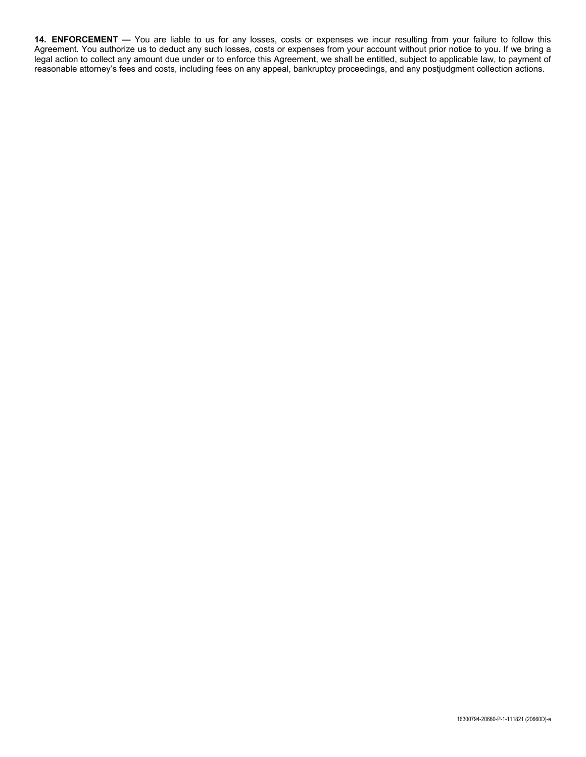**14. ENFORCEMENT —** You are liable to us for any losses, costs or expenses we incur resulting from your failure to follow this Agreement. You authorize us to deduct any such losses, costs or expenses from your account without prior notice to you. If we bring a legal action to collect any amount due under or to enforce this Agreement, we shall be entitled, subject to applicable law, to payment of reasonable attorney's fees and costs, including fees on any appeal, bankruptcy proceedings, and any postjudgment collection actions.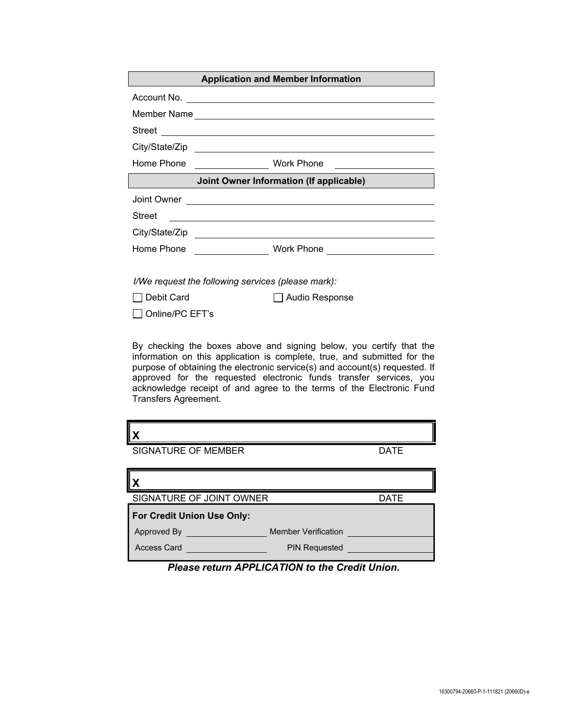## Application and Member Information

Account No. \_\_\_\_\_\_\_\_\_\_\_\_\_\_\_\_\_\_\_\_\_\_\_\_\_\_\_\_\_\_\_\_\_\_\_\_\_\_\_\_

Member Name \_\_\_\_\_\_\_\_\_\_\_\_\_\_\_\_\_\_\_\_\_\_\_\_\_\_\_\_\_\_\_\_\_\_\_\_\_\_\_\_

Street \_\_\_\_\_\_\_\_\_\_\_\_\_\_\_\_\_\_\_\_\_\_\_\_\_\_\_\_\_\_\_\_\_\_\_\_\_\_\_\_

City/State/Zip \_\_\_\_\_\_\_\_\_\_\_\_\_\_\_\_\_\_\_\_\_\_\_\_\_\_\_\_\_\_\_\_\_\_\_\_\_\_\_\_

Home Phone \_\_\_\_\_\_\_\_\_\_\_\_\_\_ Work Phone \_\_\_\_\_\_\_\_\_\_\_\_\_\_

## Joint Owner Information (If applicable)

Joint Owner \_\_\_\_\_\_\_\_\_\_\_\_\_\_\_\_\_\_\_\_\_\_\_\_\_\_\_\_\_\_\_\_\_\_\_\_\_\_\_\_

Street \_\_\_\_\_\_\_\_\_\_\_\_\_\_\_\_\_\_\_\_\_\_\_\_\_\_\_\_\_\_\_\_\_\_\_\_\_\_\_\_

City/State/Zip \_\_\_\_\_\_\_\_\_\_\_\_\_\_\_\_\_\_\_\_\_\_\_\_\_\_\_\_\_\_\_\_\_\_\_\_\_\_\_\_

Home Phone \_\_\_\_\_\_\_\_\_\_\_\_\_\_ Work Phone \_\_\_\_\_\_\_\_\_\_\_\_\_\_

*I/We request the following services (please mark):*

- ☐ Debit Card
- ☐ Audio Response
- ☐ Online/PC EFT's

By checking the boxes above and signing below, you certify that the information on this application is complete, true, and submitted for the purpose of obtaining the electronic service(s) and account(s) requested. If approved for the requested electronic funds transfer services, you acknowledge receipt of and agree to the terms of the Electronic Fund Transfers Agreement.

**X**

SIGNATURE OF MEMBER DATE

**X**

SIGNATURE OF JOINT OWNER DATE

**For Credit Union Use Only:**

Approved By \_\_\_\_\_\_\_\_\_\_\_\_\_\_ Member Verification \_\_\_\_\_\_\_\_\_\_\_\_\_\_

Access Card \_\_\_\_\_\_\_\_\_\_\_\_\_\_ PIN Requested \_\_\_\_\_\_\_\_\_\_\_\_\_\_

***Please return APPLICATION to the Credit Union.***

16300794-20660-P-1-111821 (20660D)-e